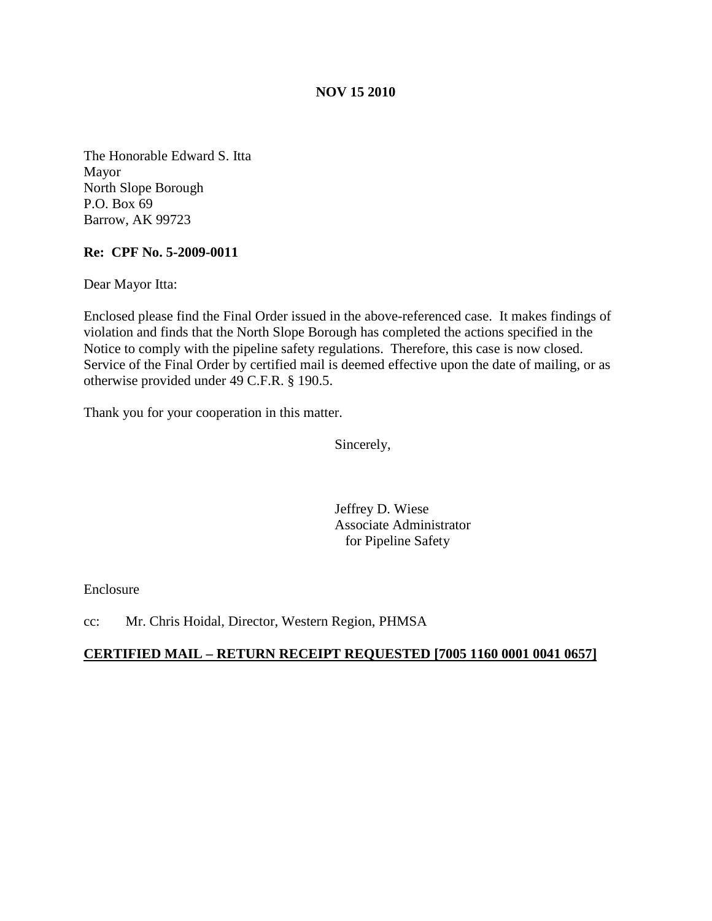**NOV 15 2010**

The Honorable Edward S. Itta
Mayor
North Slope Borough
P.O. Box 69
Barrow, AK 99723

**Re: CPF No. 5-2009-0011**

Dear Mayor Itta:

Enclosed please find the Final Order issued in the above-referenced case. It makes findings of violation and finds that the North Slope Borough has completed the actions specified in the Notice to comply with the pipeline safety regulations. Therefore, this case is now closed. Service of the Final Order by certified mail is deemed effective upon the date of mailing, or as otherwise provided under 49 C.F.R. § 190.5.

Thank you for your cooperation in this matter.

Sincerely,

Jeffrey D. Wiese
Associate Administrator
for Pipeline Safety

Enclosure

cc: Mr. Chris Hoidal, Director, Western Region, PHMSA

**CERTIFIED MAIL – RETURN RECEIPT REQUESTED [7005 1160 0001 0041 0657]**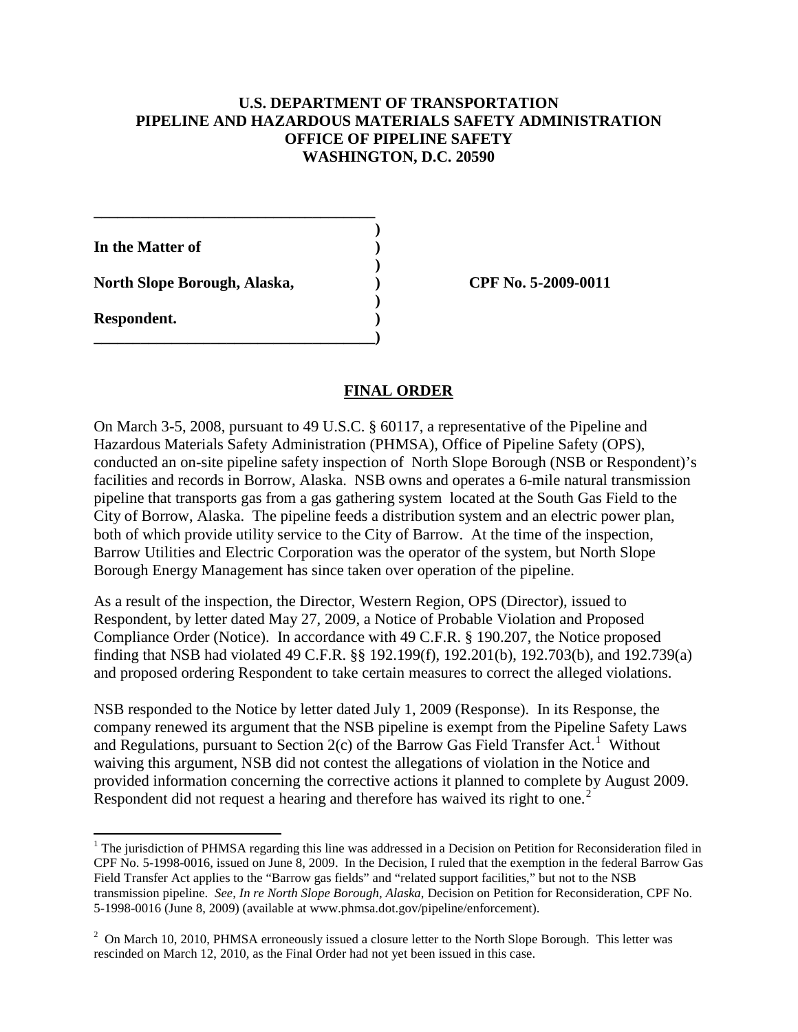**U.S. DEPARTMENT OF TRANSPORTATION**
**PIPELINE AND HAZARDOUS MATERIALS SAFETY ADMINISTRATION**
**OFFICE OF PIPELINE SAFETY**
**WASHINGTON, D.C. 20590**

**In the Matter of**

**North Slope Borough, Alaska,** **CPF No. 5-2009-0011**

**Respondent.**

## FINAL ORDER

On March 3-5, 2008, pursuant to 49 U.S.C. § 60117, a representative of the Pipeline and Hazardous Materials Safety Administration (PHMSA), Office of Pipeline Safety (OPS), conducted an on-site pipeline safety inspection of North Slope Borough (NSB or Respondent)'s facilities and records in Borrow, Alaska. NSB owns and operates a 6-mile natural transmission pipeline that transports gas from a gas gathering system located at the South Gas Field to the City of Borrow, Alaska. The pipeline feeds a distribution system and an electric power plan, both of which provide utility service to the City of Barrow. At the time of the inspection, Barrow Utilities and Electric Corporation was the operator of the system, but North Slope Borough Energy Management has since taken over operation of the pipeline.

As a result of the inspection, the Director, Western Region, OPS (Director), issued to Respondent, by letter dated May 27, 2009, a Notice of Probable Violation and Proposed Compliance Order (Notice). In accordance with 49 C.F.R. § 190.207, the Notice proposed finding that NSB had violated 49 C.F.R. §§ 192.199(f), 192.201(b), 192.703(b), and 192.739(a) and proposed ordering Respondent to take certain measures to correct the alleged violations.

NSB responded to the Notice by letter dated July 1, 2009 (Response). In its Response, the company renewed its argument that the NSB pipeline is exempt from the Pipeline Safety Laws and Regulations, pursuant to Section 2(c) of the Barrow Gas Field Transfer Act.[1] Without waiving this argument, NSB did not contest the allegations of violation in the Notice and provided information concerning the corrective actions it planned to complete by August 2009. Respondent did not request a hearing and therefore has waived its right to one.[2]

[1] The jurisdiction of PHMSA regarding this line was addressed in a Decision on Petition for Reconsideration filed in CPF No. 5-1998-0016, issued on June 8, 2009. In the Decision, I ruled that the exemption in the federal Barrow Gas Field Transfer Act applies to the "Barrow gas fields" and "related support facilities," but not to the NSB transmission pipeline. *See, In re North Slope Borough, Alaska*, Decision on Petition for Reconsideration, CPF No. 5-1998-0016 (June 8, 2009) (available at www.phmsa.dot.gov/pipeline/enforcement).

[2] On March 10, 2010, PHMSA erroneously issued a closure letter to the North Slope Borough. This letter was rescinded on March 12, 2010, as the Final Order had not yet been issued in this case.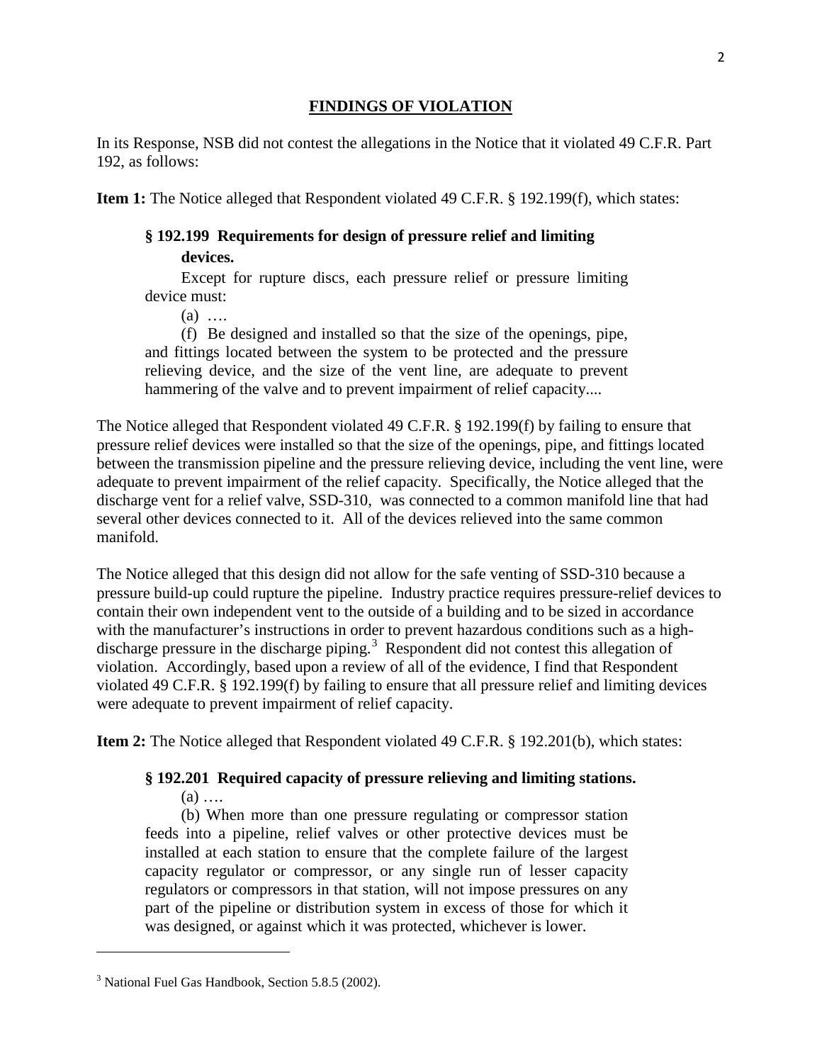## FINDINGS OF VIOLATION

In its Response, NSB did not contest the allegations in the Notice that it violated 49 C.F.R. Part 192, as follows:

**Item 1:** The Notice alleged that Respondent violated 49 C.F.R. § 192.199(f), which states:

> **§ 192.199 Requirements for design of pressure relief and limiting devices.**
>
> Except for rupture discs, each pressure relief or pressure limiting device must:
>
> (a) ….
>
> (f) Be designed and installed so that the size of the openings, pipe, and fittings located between the system to be protected and the pressure relieving device, and the size of the vent line, are adequate to prevent hammering of the valve and to prevent impairment of relief capacity....

The Notice alleged that Respondent violated 49 C.F.R. § 192.199(f) by failing to ensure that pressure relief devices were installed so that the size of the openings, pipe, and fittings located between the transmission pipeline and the pressure relieving device, including the vent line, were adequate to prevent impairment of the relief capacity. Specifically, the Notice alleged that the discharge vent for a relief valve, SSD-310, was connected to a common manifold line that had several other devices connected to it. All of the devices relieved into the same common manifold.

The Notice alleged that this design did not allow for the safe venting of SSD-310 because a pressure build-up could rupture the pipeline. Industry practice requires pressure-relief devices to contain their own independent vent to the outside of a building and to be sized in accordance with the manufacturer's instructions in order to prevent hazardous conditions such as a high-discharge pressure in the discharge piping.[3] Respondent did not contest this allegation of violation. Accordingly, based upon a review of all of the evidence, I find that Respondent violated 49 C.F.R. § 192.199(f) by failing to ensure that all pressure relief and limiting devices were adequate to prevent impairment of relief capacity.

**Item 2:** The Notice alleged that Respondent violated 49 C.F.R. § 192.201(b), which states:

> **§ 192.201 Required capacity of pressure relieving and limiting stations.**
>
> (a) ….
>
> (b) When more than one pressure regulating or compressor station feeds into a pipeline, relief valves or other protective devices must be installed at each station to ensure that the complete failure of the largest capacity regulator or compressor, or any single run of lesser capacity regulators or compressors in that station, will not impose pressures on any part of the pipeline or distribution system in excess of those for which it was designed, or against which it was protected, whichever is lower.

---

[3] National Fuel Gas Handbook, Section 5.8.5 (2002).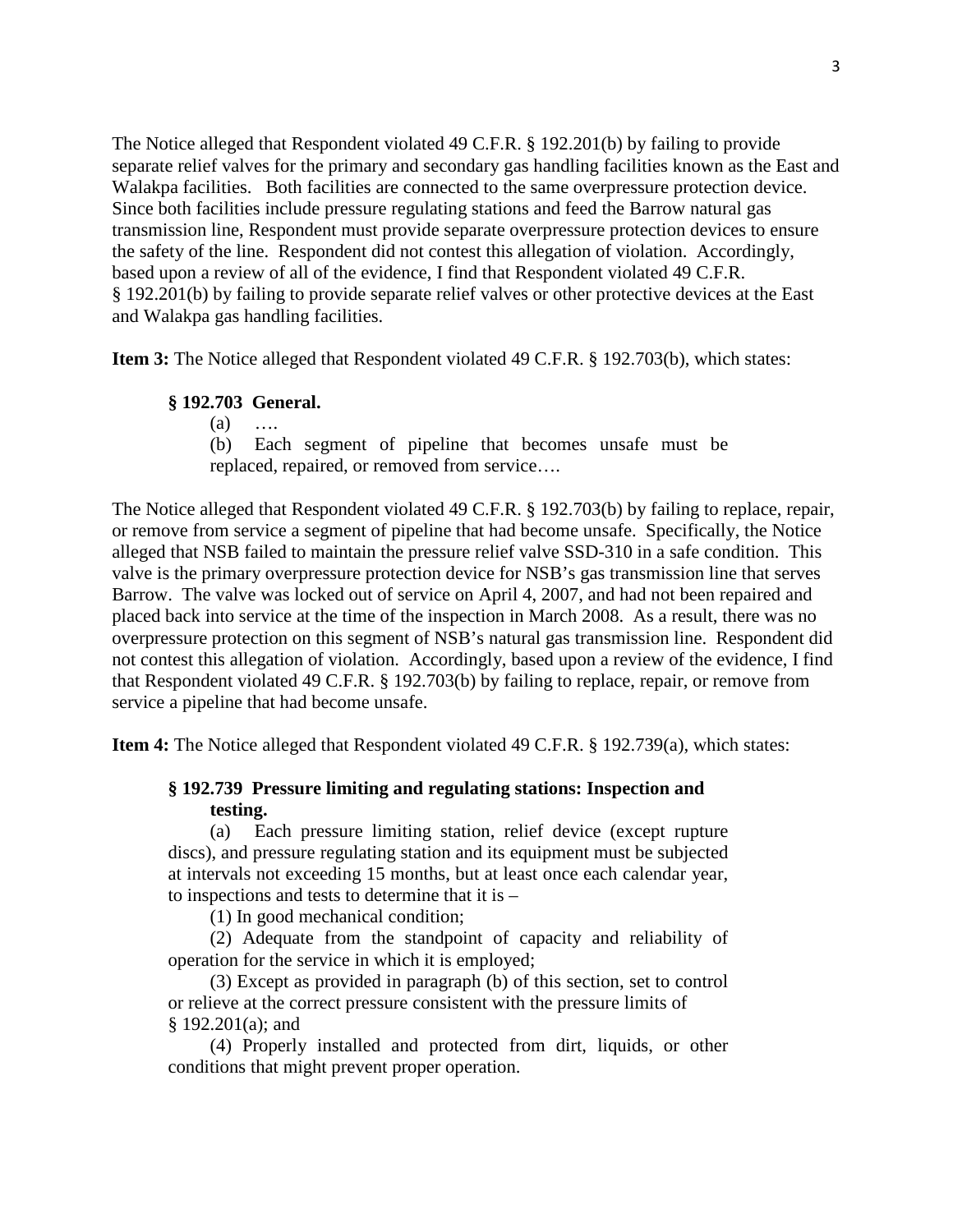The Notice alleged that Respondent violated 49 C.F.R. § 192.201(b) by failing to provide separate relief valves for the primary and secondary gas handling facilities known as the East and Walakpa facilities. Both facilities are connected to the same overpressure protection device. Since both facilities include pressure regulating stations and feed the Barrow natural gas transmission line, Respondent must provide separate overpressure protection devices to ensure the safety of the line. Respondent did not contest this allegation of violation. Accordingly, based upon a review of all of the evidence, I find that Respondent violated 49 C.F.R. § 192.201(b) by failing to provide separate relief valves or other protective devices at the East and Walakpa gas handling facilities.

**Item 3:** The Notice alleged that Respondent violated 49 C.F.R. § 192.703(b), which states:

> **§ 192.703 General.**
>
> (a) ….
>
> (b) Each segment of pipeline that becomes unsafe must be replaced, repaired, or removed from service….

The Notice alleged that Respondent violated 49 C.F.R. § 192.703(b) by failing to replace, repair, or remove from service a segment of pipeline that had become unsafe. Specifically, the Notice alleged that NSB failed to maintain the pressure relief valve SSD-310 in a safe condition. This valve is the primary overpressure protection device for NSB's gas transmission line that serves Barrow. The valve was locked out of service on April 4, 2007, and had not been repaired and placed back into service at the time of the inspection in March 2008. As a result, there was no overpressure protection on this segment of NSB's natural gas transmission line. Respondent did not contest this allegation of violation. Accordingly, based upon a review of the evidence, I find that Respondent violated 49 C.F.R. § 192.703(b) by failing to replace, repair, or remove from service a pipeline that had become unsafe.

**Item 4:** The Notice alleged that Respondent violated 49 C.F.R. § 192.739(a), which states:

> **§ 192.739 Pressure limiting and regulating stations: Inspection and testing.**
>
> (a) Each pressure limiting station, relief device (except rupture discs), and pressure regulating station and its equipment must be subjected at intervals not exceeding 15 months, but at least once each calendar year, to inspections and tests to determine that it is –
>
> (1) In good mechanical condition;
>
> (2) Adequate from the standpoint of capacity and reliability of operation for the service in which it is employed;
>
> (3) Except as provided in paragraph (b) of this section, set to control or relieve at the correct pressure consistent with the pressure limits of § 192.201(a); and
>
> (4) Properly installed and protected from dirt, liquids, or other conditions that might prevent proper operation.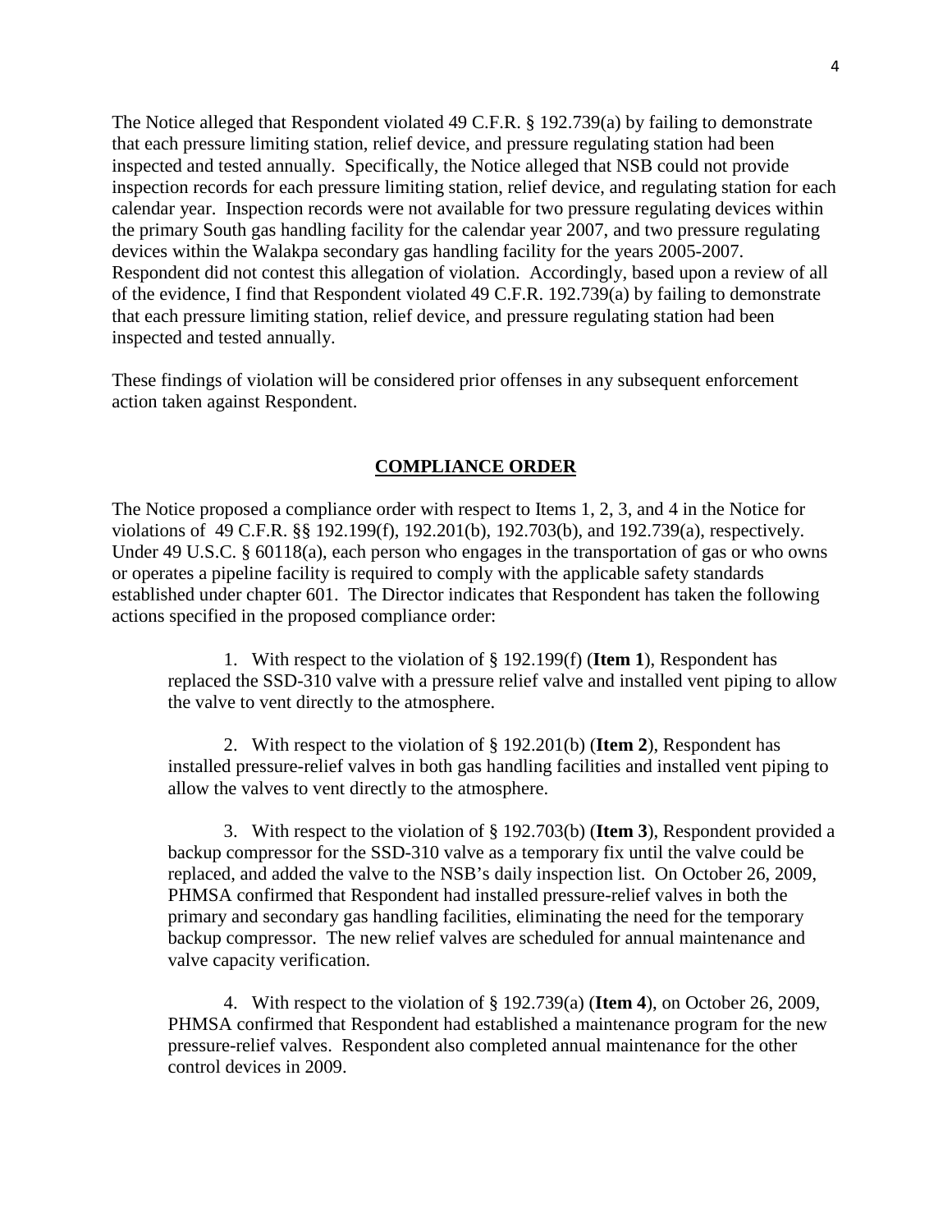The Notice alleged that Respondent violated 49 C.F.R. § 192.739(a) by failing to demonstrate that each pressure limiting station, relief device, and pressure regulating station had been inspected and tested annually. Specifically, the Notice alleged that NSB could not provide inspection records for each pressure limiting station, relief device, and regulating station for each calendar year. Inspection records were not available for two pressure regulating devices within the primary South gas handling facility for the calendar year 2007, and two pressure regulating devices within the Walakpa secondary gas handling facility for the years 2005-2007. Respondent did not contest this allegation of violation. Accordingly, based upon a review of all of the evidence, I find that Respondent violated 49 C.F.R. 192.739(a) by failing to demonstrate that each pressure limiting station, relief device, and pressure regulating station had been inspected and tested annually.

These findings of violation will be considered prior offenses in any subsequent enforcement action taken against Respondent.

## COMPLIANCE ORDER

The Notice proposed a compliance order with respect to Items 1, 2, 3, and 4 in the Notice for violations of 49 C.F.R. §§ 192.199(f), 192.201(b), 192.703(b), and 192.739(a), respectively. Under 49 U.S.C. § 60118(a), each person who engages in the transportation of gas or who owns or operates a pipeline facility is required to comply with the applicable safety standards established under chapter 601. The Director indicates that Respondent has taken the following actions specified in the proposed compliance order:

1. With respect to the violation of § 192.199(f) (**Item 1**), Respondent has replaced the SSD-310 valve with a pressure relief valve and installed vent piping to allow the valve to vent directly to the atmosphere.

2. With respect to the violation of § 192.201(b) (**Item 2**), Respondent has installed pressure-relief valves in both gas handling facilities and installed vent piping to allow the valves to vent directly to the atmosphere.

3. With respect to the violation of § 192.703(b) (**Item 3**), Respondent provided a backup compressor for the SSD-310 valve as a temporary fix until the valve could be replaced, and added the valve to the NSB's daily inspection list. On October 26, 2009, PHMSA confirmed that Respondent had installed pressure-relief valves in both the primary and secondary gas handling facilities, eliminating the need for the temporary backup compressor. The new relief valves are scheduled for annual maintenance and valve capacity verification.

4. With respect to the violation of § 192.739(a) (**Item 4**), on October 26, 2009, PHMSA confirmed that Respondent had established a maintenance program for the new pressure-relief valves. Respondent also completed annual maintenance for the other control devices in 2009.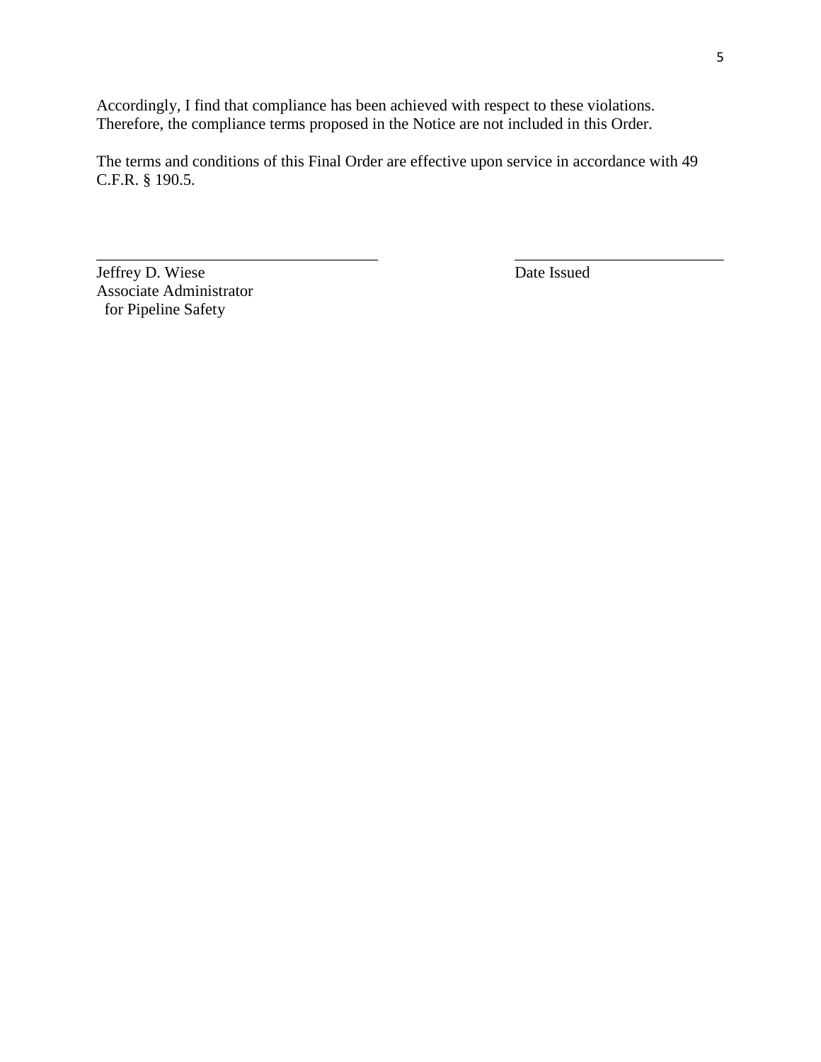Accordingly, I find that compliance has been achieved with respect to these violations. Therefore, the compliance terms proposed in the Notice are not included in this Order.

The terms and conditions of this Final Order are effective upon service in accordance with 49 C.F.R. § 190.5.

| | |
|---|---|
| ___________________________________ | __________________________ |
| Jeffrey D. Wiese<br>Associate Administrator<br>for Pipeline Safety | Date Issued |